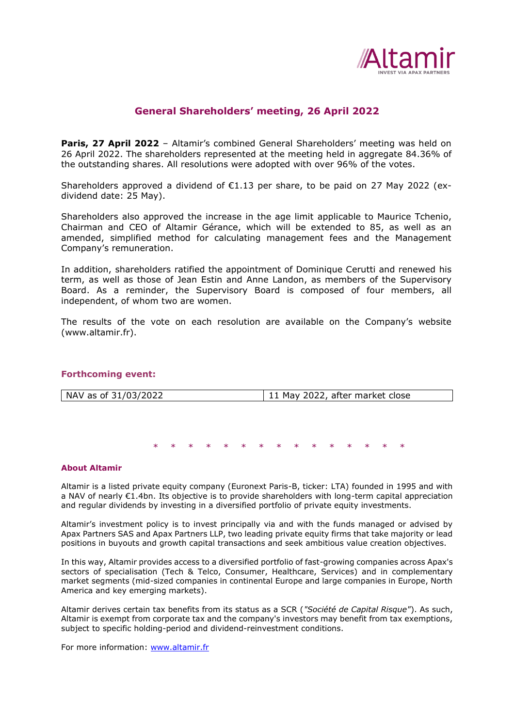# General Shareholders' meeting, 26 April 2022

**Paris, 27 April 2022** – Altamir's combined General Shareholders' meeting was held on 26 April 2022. The shareholders represented at the meeting held in aggregate 84.36% of the outstanding shares. All resolutions were adopted with over 96% of the votes.

Shareholders approved a dividend of €1.13 per share, to be paid on 27 May 2022 (ex-dividend date: 25 May).

Shareholders also approved the increase in the age limit applicable to Maurice Tchenio, Chairman and CEO of Altamir Gérance, which will be extended to 85, as well as an amended, simplified method for calculating management fees and the Management Company's remuneration.

In addition, shareholders ratified the appointment of Dominique Cerutti and renewed his term, as well as those of Jean Estin and Anne Landon, as members of the Supervisory Board. As a reminder, the Supervisory Board is composed of four members, all independent, of whom two are women.

The results of the vote on each resolution are available on the Company's website (www.altamir.fr).

## Forthcoming event:

| NAV as of 31/03/2022 | 11 May 2022, after market close |
|---|---|

\* \* \* \* \* \* \* \* \* \* \* \* \* \* \*

### About Altamir

Altamir is a listed private equity company (Euronext Paris-B, ticker: LTA) founded in 1995 and with a NAV of nearly €1.4bn. Its objective is to provide shareholders with long-term capital appreciation and regular dividends by investing in a diversified portfolio of private equity investments.

Altamir's investment policy is to invest principally via and with the funds managed or advised by Apax Partners SAS and Apax Partners LLP, two leading private equity firms that take majority or lead positions in buyouts and growth capital transactions and seek ambitious value creation objectives.

In this way, Altamir provides access to a diversified portfolio of fast-growing companies across Apax's sectors of specialisation (Tech & Telco, Consumer, Healthcare, Services) and in complementary market segments (mid-sized companies in continental Europe and large companies in Europe, North America and key emerging markets).

Altamir derives certain tax benefits from its status as a SCR (*"Société de Capital Risque"*). As such, Altamir is exempt from corporate tax and the company's investors may benefit from tax exemptions, subject to specific holding-period and dividend-reinvestment conditions.

For more information: [www.altamir.fr](www.altamir.fr)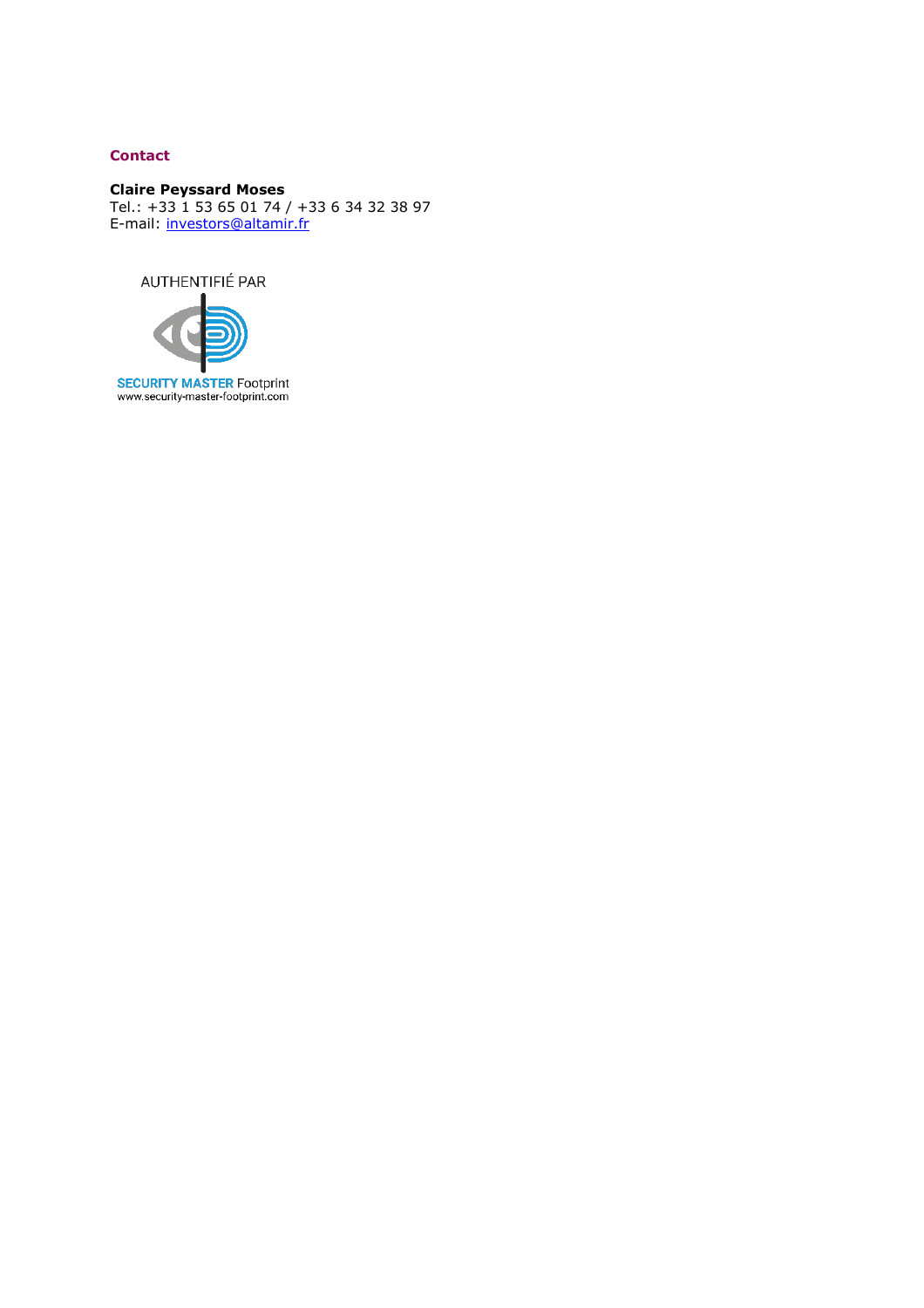**Contact**

**Claire Peyssard Moses**
Tel.: +33 1 53 65 01 74 / +33 6 34 32 38 97
E-mail: investors@altamir.fr

AUTHENTIFIÉ PAR

SECURITY MASTER Footprint
www.security-master-footprint.com